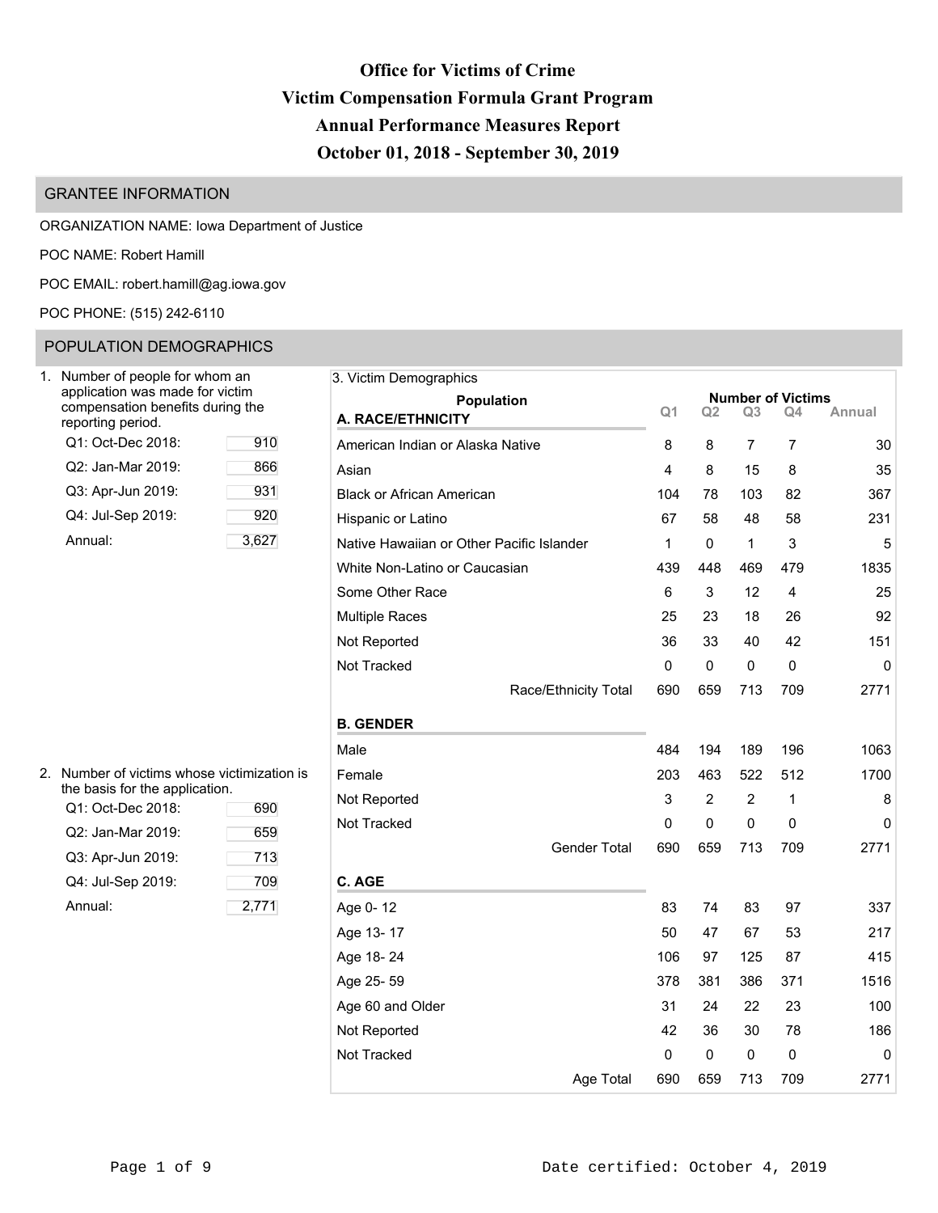# Office for Victims of Crime
# Victim Compensation Formula Grant Program
# Annual Performance Measures Report
# October 01, 2018 - September 30, 2019

## GRANTEE INFORMATION

ORGANIZATION NAME: Iowa Department of Justice

POC NAME: Robert Hamill

POC EMAIL: robert.hamill@ag.iowa.gov

POC PHONE: (515) 242-6110

## POPULATION DEMOGRAPHICS

1. Number of people for whom an application was made for victim compensation benefits during the reporting period.

| Period | Number |
|---|---|
| Q1: Oct-Dec 2018: | 910 |
| Q2: Jan-Mar 2019: | 866 |
| Q3: Apr-Jun 2019: | 931 |
| Q4: Jul-Sep 2019: | 920 |
| Annual: | 3,627 |

2. Number of victims whose victimization is the basis for the application.

| Period | Number |
|---|---|
| Q1: Oct-Dec 2018: | 690 |
| Q2: Jan-Mar 2019: | 659 |
| Q3: Apr-Jun 2019: | 713 |
| Q4: Jul-Sep 2019: | 709 |
| Annual: | 2,771 |

3. Victim Demographics

| Population | Q1 | Q2 | Q3 | Q4 | Annual |
|---|---|---|---|---|---|
| **A. RACE/ETHNICITY** | | | | | |
| American Indian or Alaska Native | 8 | 8 | 7 | 7 | 30 |
| Asian | 4 | 8 | 15 | 8 | 35 |
| Black or African American | 104 | 78 | 103 | 82 | 367 |
| Hispanic or Latino | 67 | 58 | 48 | 58 | 231 |
| Native Hawaiian or Other Pacific Islander | 1 | 0 | 1 | 3 | 5 |
| White Non-Latino or Caucasian | 439 | 448 | 469 | 479 | 1835 |
| Some Other Race | 6 | 3 | 12 | 4 | 25 |
| Multiple Races | 25 | 23 | 18 | 26 | 92 |
| Not Reported | 36 | 33 | 40 | 42 | 151 |
| Not Tracked | 0 | 0 | 0 | 0 | 0 |
| Race/Ethnicity Total | 690 | 659 | 713 | 709 | 2771 |
| **B. GENDER** | | | | | |
| Male | 484 | 194 | 189 | 196 | 1063 |
| Female | 203 | 463 | 522 | 512 | 1700 |
| Not Reported | 3 | 2 | 2 | 1 | 8 |
| Not Tracked | 0 | 0 | 0 | 0 | 0 |
| Gender Total | 690 | 659 | 713 | 709 | 2771 |
| **C. AGE** | | | | | |
| Age 0- 12 | 83 | 74 | 83 | 97 | 337 |
| Age 13- 17 | 50 | 47 | 67 | 53 | 217 |
| Age 18- 24 | 106 | 97 | 125 | 87 | 415 |
| Age 25- 59 | 378 | 381 | 386 | 371 | 1516 |
| Age 60 and Older | 31 | 24 | 22 | 23 | 100 |
| Not Reported | 42 | 36 | 30 | 78 | 186 |
| Not Tracked | 0 | 0 | 0 | 0 | 0 |
| Age Total | 690 | 659 | 713 | 709 | 2771 |

Date certified: October 4, 2019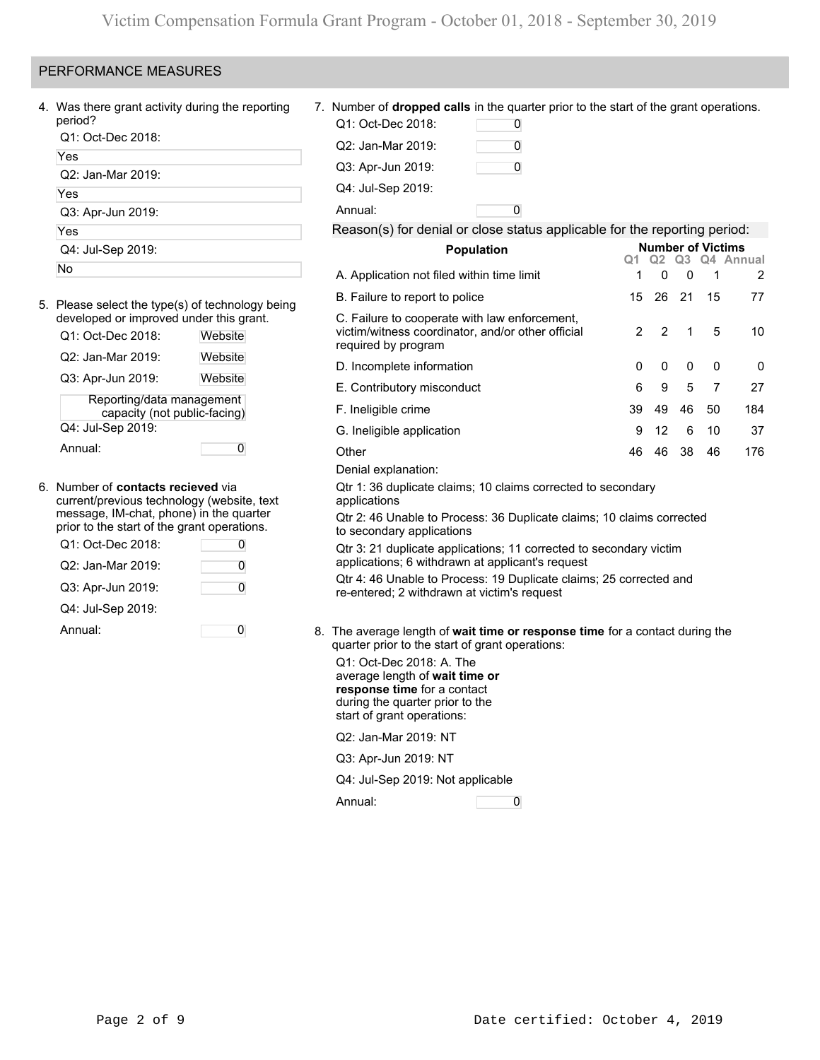## PERFORMANCE MEASURES

4. Was there grant activity during the reporting period?

   Q1: Oct-Dec 2018:
   Yes

   Q2: Jan-Mar 2019:
   Yes

   Q3: Apr-Jun 2019:
   Yes

   Q4: Jul-Sep 2019:
   No

5. Please select the type(s) of technology being developed or improved under this grant.

   Q1: Oct-Dec 2018: Website

   Q2: Jan-Mar 2019: Website

   Q3: Apr-Jun 2019: Website

   Reporting/data management capacity (not public-facing)

   Q4: Jul-Sep 2019:

   Annual: 0

6. Number of **contacts recieved** via current/previous technology (website, text message, IM-chat, phone) in the quarter prior to the start of the grant operations.

   Q1: Oct-Dec 2018: 0

   Q2: Jan-Mar 2019: 0

   Q3: Apr-Jun 2019: 0

   Q4: Jul-Sep 2019:

   Annual: 0

7. Number of **dropped calls** in the quarter prior to the start of the grant operations.

   Q1: Oct-Dec 2018: 0

   Q2: Jan-Mar 2019: 0

   Q3: Apr-Jun 2019: 0

   Q4: Jul-Sep 2019:

   Annual: 0

Reason(s) for denial or close status applicable for the reporting period:

| Population | Q1 | Q2 | Q3 | Q4 | Annual |
|---|---|---|---|---|---|
| A. Application not filed within time limit | 1 | 0 | 0 | 1 | 2 |
| B. Failure to report to police | 15 | 26 | 21 | 15 | 77 |
| C. Failure to cooperate with law enforcement, victim/witness coordinator, and/or other official required by program | 2 | 2 | 1 | 5 | 10 |
| D. Incomplete information | 0 | 0 | 0 | 0 | 0 |
| E. Contributory misconduct | 6 | 9 | 5 | 7 | 27 |
| F. Ineligible crime | 39 | 49 | 46 | 50 | 184 |
| G. Ineligible application | 9 | 12 | 6 | 10 | 37 |
| Other | 46 | 46 | 38 | 46 | 176 |

Denial explanation:

Qtr 1: 36 duplicate claims; 10 claims corrected to secondary applications

Qtr 2: 46 Unable to Process: 36 Duplicate claims; 10 claims corrected to secondary applications

Qtr 3: 21 duplicate applications; 11 corrected to secondary victim applications; 6 withdrawn at applicant's request

Qtr 4: 46 Unable to Process: 19 Duplicate claims; 25 corrected and re-entered; 2 withdrawn at victim's request

8. The average length of **wait time or response time** for a contact during the quarter prior to the start of grant operations:

   Q1: Oct-Dec 2018: A. The average length of **wait time or response time** for a contact during the quarter prior to the start of grant operations:

   Q2: Jan-Mar 2019: NT

   Q3: Apr-Jun 2019: NT

   Q4: Jul-Sep 2019: Not applicable

   Annual: 0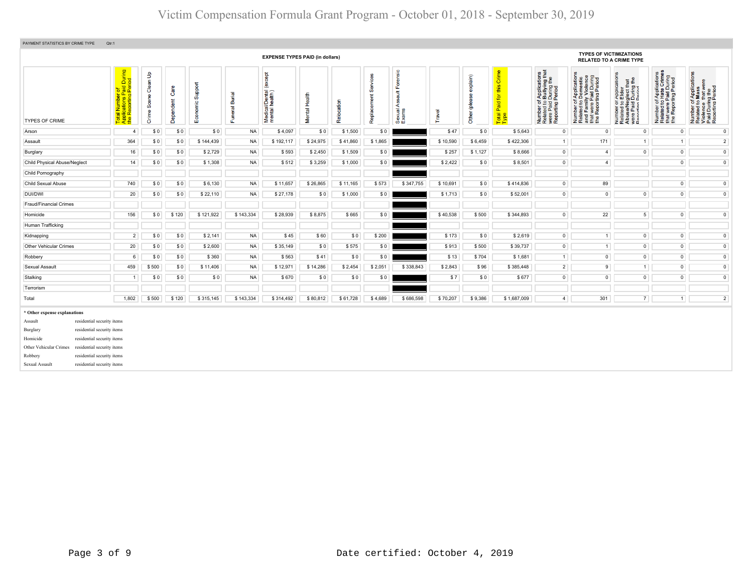# Victim Compensation Formula Grant Program - October 01, 2018 - September 30, 2019

PAYMENT STATISTICS BY CRIME TYPE Qtr:1

| TYPES OF CRIME | Total Number of Applications Paid During the Reporting Period | EXPENSE TYPES PAID (in dollars) | | | | | | | | | | | | Total Paid for this Crime Type | TYPES OF VICTIMIZATIONS RELATED TO A CRIME TYPE | | | | |
|---|---|---|---|---|---|---|---|---|---|---|---|---|---|---|---|---|---|---|---|
| | | Crime Scene Clean Up | Dependent Care | Economic Support | Funeral Burial | Medical/Dental (except mental health) | Mental Health | Relocation | Replacement Services | Sexual Assault Forensic Exams | Travel | Other (please explain) | | | Number of Applications Related to Bullying that were Paid During the Reporting Period | Number of Applications Related to Domestic and Family Violence that were Paid During the Reporting Period | Number of Applications Related to Elder Abuse/Neglect that were Paid During the Reporting Period | Number of Applications Related to Hate Crimes that were Paid During the Reporting Period | Number of Applications Related to Mass Violence that were Paid During the Reporting Period |
| Arson | 4 | $ 0 | $ 0 | $ 0 | NA | $ 4,097 | $ 0 | $ 1,500 | $ 0 | | $ 47 | $ 0 | $ 5,643 | | 0 | 0 | 0 | 0 | 0 |
| Assault | 364 | $ 0 | $ 0 | $ 144,439 | NA | $ 192,117 | $ 24,975 | $ 41,860 | $ 1,865 | | $ 10,590 | $ 6,459 | $ 422,306 | | 1 | 171 | 1 | 1 | 2 |
| Burglary | 16 | $ 0 | $ 0 | $ 2,729 | NA | $ 593 | $ 2,450 | $ 1,509 | $ 0 | | $ 257 | $ 1,127 | $ 8,666 | | 0 | 4 | 0 | 0 | 0 |
| Child Physical Abuse/Neglect | 14 | $ 0 | $ 0 | $ 1,308 | NA | $ 512 | $ 3,259 | $ 1,000 | $ 0 | | $ 2,422 | $ 0 | $ 8,501 | | 0 | 4 | | 0 | 0 |
| Child Pornography | | | | | | | | | | | | | | | | | | | |
| Child Sexual Abuse | 740 | $ 0 | $ 0 | $ 6,130 | NA | $ 11,657 | $ 26,865 | $ 11,165 | $ 573 | $ 347,755 | $ 10,691 | $ 0 | $ 414,836 | | 0 | 89 | | 0 | 0 |
| DUI/DWI | 20 | $ 0 | $ 0 | $ 22,110 | NA | $ 27,178 | $ 0 | $ 1,000 | $ 0 | | $ 1,713 | $ 0 | $ 52,001 | | 0 | 0 | 0 | 0 | 0 |
| Fraud/Financial Crimes | | | | | | | | | | | | | | | | | | | |
| Homicide | 156 | $ 0 | $ 120 | $ 121,922 | $ 143,334 | $ 28,939 | $ 8,875 | $ 665 | $ 0 | | $ 40,538 | $ 500 | $ 344,893 | | 0 | 22 | 5 | 0 | 0 |
| Human Trafficking | | | | | | | | | | | | | | | | | | | |
| Kidnapping | 2 | $ 0 | $ 0 | $ 2,141 | NA | $ 45 | $ 60 | $ 0 | $ 200 | | $ 173 | $ 0 | $ 2,619 | | 0 | 1 | 0 | 0 | 0 |
| Other Vehicular Crimes | 20 | $ 0 | $ 0 | $ 2,600 | NA | $ 35,149 | $ 0 | $ 575 | $ 0 | | $ 913 | $ 500 | $ 39,737 | | 0 | 1 | 0 | 0 | 0 |
| Robbery | 6 | $ 0 | $ 0 | $ 360 | NA | $ 563 | $ 41 | $ 0 | $ 0 | | $ 13 | $ 704 | $ 1,681 | | 1 | 0 | 0 | 0 | 0 |
| Sexual Assault | 459 | $ 500 | $ 0 | $ 11,406 | NA | $ 12,971 | $ 14,286 | $ 2,454 | $ 2,051 | $ 338,843 | $ 2,843 | $ 96 | $ 385,448 | | 2 | 9 | 1 | 0 | 0 |
| Stalking | 1 | $ 0 | $ 0 | $ 0 | NA | $ 670 | $ 0 | $ 0 | $ 0 | | $ 7 | $ 0 | $ 677 | | 0 | 0 | 0 | 0 | 0 |
| Terrorism | | | | | | | | | | | | | | | | | | | |
| Total | 1,802 | $ 500 | $ 120 | $ 315,145 | $ 143,334 | $ 314,492 | $ 80,812 | $ 61,728 | $ 4,689 | $ 686,598 | $ 70,207 | $ 9,386 | $ 1,687,009 | | 4 | 301 | 7 | 1 | 2 |

**\* Other expense explanations**

| | |
|---|---|
| Assault | residential security items |
| Burglary | residential security items |
| Homicide | residential security items |
| Other Vehicular Crimes | residential security items |
| Robbery | residential security items |
| Sexual Assault | residential security items |

Date certified: October 4, 2019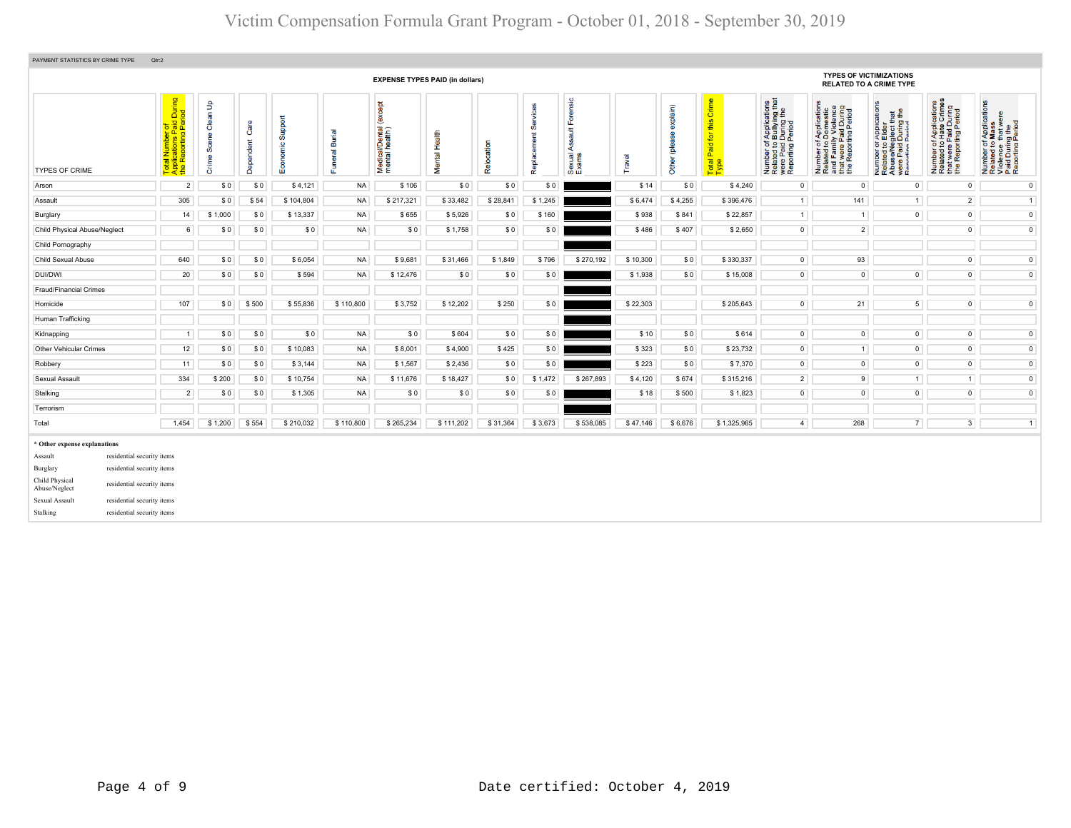# Victim Compensation Formula Grant Program - October 01, 2018 - September 30, 2019

PAYMENT STATISTICS BY CRIME TYPE Qtr:2

| TYPES OF CRIME | Total Number of Applications Paid During the Reporting Period | EXPENSE TYPES PAID (in dollars) Crime Scene Clean Up | Dependent Care | Economic Support | Funeral Burial | Medical/Dental (except mental health) | Mental Health | Relocation | Replacement Services | Sexual Assault Forensic Exams | Travel | Other (please explain) | Total Paid for this Crime Type | TYPES OF VICTIMIZATIONS RELATED TO A CRIME TYPE Number of Applications Related to Bullying that were Paid During the Reporting Period | Number of Applications Related to Domestic and Family Violence that were Paid During the Reporting Period | Number of Applications Related to Elder Abuse/Neglect that were Paid During the Reporting Period | Number of Applications Related to Hate Crimes that were Paid During the Reporting Period | Number of Applications Related to Mass Violence that were Paid During the Reporting Period |
|---|---|---|---|---|---|---|---|---|---|---|---|---|---|---|---|---|---|---|
| Arson | 2 | $ 0 | $ 0 | $ 4,121 | NA | $ 106 | $ 0 | $ 0 | $ 0 | | $ 14 | $ 0 | $ 4,240 | 0 | 0 | 0 | 0 | 0 |
| Assault | 305 | $ 0 | $ 54 | $ 104,804 | NA | $ 217,321 | $ 33,482 | $ 28,841 | $ 1,245 | | $ 6,474 | $ 4,255 | $ 396,476 | 1 | 141 | 1 | 2 | 1 |
| Burglary | 14 | $ 1,000 | $ 0 | $ 13,337 | NA | $ 655 | $ 5,926 | $ 0 | $ 160 | | $ 938 | $ 841 | $ 22,857 | 1 | 1 | 0 | 0 | 0 |
| Child Physical Abuse/Neglect | 6 | $ 0 | $ 0 | $ 0 | NA | $ 0 | $ 1,758 | $ 0 | $ 0 | | $ 486 | $ 407 | $ 2,650 | 0 | 2 | | 0 | 0 |
| Child Pornography | | | | | | | | | | | | | | | | | | |
| Child Sexual Abuse | 640 | $ 0 | $ 0 | $ 6,054 | NA | $ 9,681 | $ 31,466 | $ 1,849 | $ 796 | $ 270,192 | $ 10,300 | $ 0 | $ 330,337 | 0 | 93 | | 0 | 0 |
| DUI/DWI | 20 | $ 0 | $ 0 | $ 594 | NA | $ 12,476 | $ 0 | $ 0 | $ 0 | | $ 1,938 | $ 0 | $ 15,008 | 0 | 0 | 0 | 0 | 0 |
| Fraud/Financial Crimes | | | | | | | | | | | | | | | | | | |
| Homicide | 107 | $ 0 | $ 500 | $ 55,836 | $ 110,800 | $ 3,752 | $ 12,202 | $ 250 | $ 0 | | $ 22,303 | | $ 205,643 | 0 | 21 | 5 | 0 | 0 |
| Human Trafficking | | | | | | | | | | | | | | | | | | |
| Kidnapping | 1 | $ 0 | $ 0 | $ 0 | NA | $ 0 | $ 604 | $ 0 | $ 0 | | $ 10 | $ 0 | $ 614 | 0 | 0 | 0 | 0 | 0 |
| Other Vehicular Crimes | 12 | $ 0 | $ 0 | $ 10,083 | NA | $ 8,001 | $ 4,900 | $ 425 | $ 0 | | $ 323 | $ 0 | $ 23,732 | 0 | 1 | 0 | 0 | 0 |
| Robbery | 11 | $ 0 | $ 0 | $ 3,144 | NA | $ 1,567 | $ 2,436 | $ 0 | $ 0 | | $ 223 | $ 0 | $ 7,370 | 0 | 0 | 0 | 0 | 0 |
| Sexual Assault | 334 | $ 200 | $ 0 | $ 10,754 | NA | $ 11,676 | $ 18,427 | $ 0 | $ 1,472 | $ 267,893 | $ 4,120 | $ 674 | $ 315,216 | 2 | 9 | 1 | 1 | 0 |
| Stalking | 2 | $ 0 | $ 0 | $ 1,305 | NA | $ 0 | $ 0 | $ 0 | $ 0 | | $ 18 | $ 500 | $ 1,823 | 0 | 0 | 0 | 0 | 0 |
| Terrorism | | | | | | | | | | | | | | | | | | |
| Total | 1,454 | $ 1,200 | $ 554 | $ 210,032 | $ 110,800 | $ 265,234 | $ 111,202 | $ 31,364 | $ 3,673 | $ 538,085 | $ 47,146 | $ 6,676 | $ 1,325,965 | 4 | 268 | 7 | 3 | 1 |

**\* Other expense explanations**

| | |
|---|---|
| Assault | residential security items |
| Burglary | residential security items |
| Child Physical Abuse/Neglect | residential security items |
| Sexual Assault | residential security items |
| Stalking | residential security items |

Date certified: October 4, 2019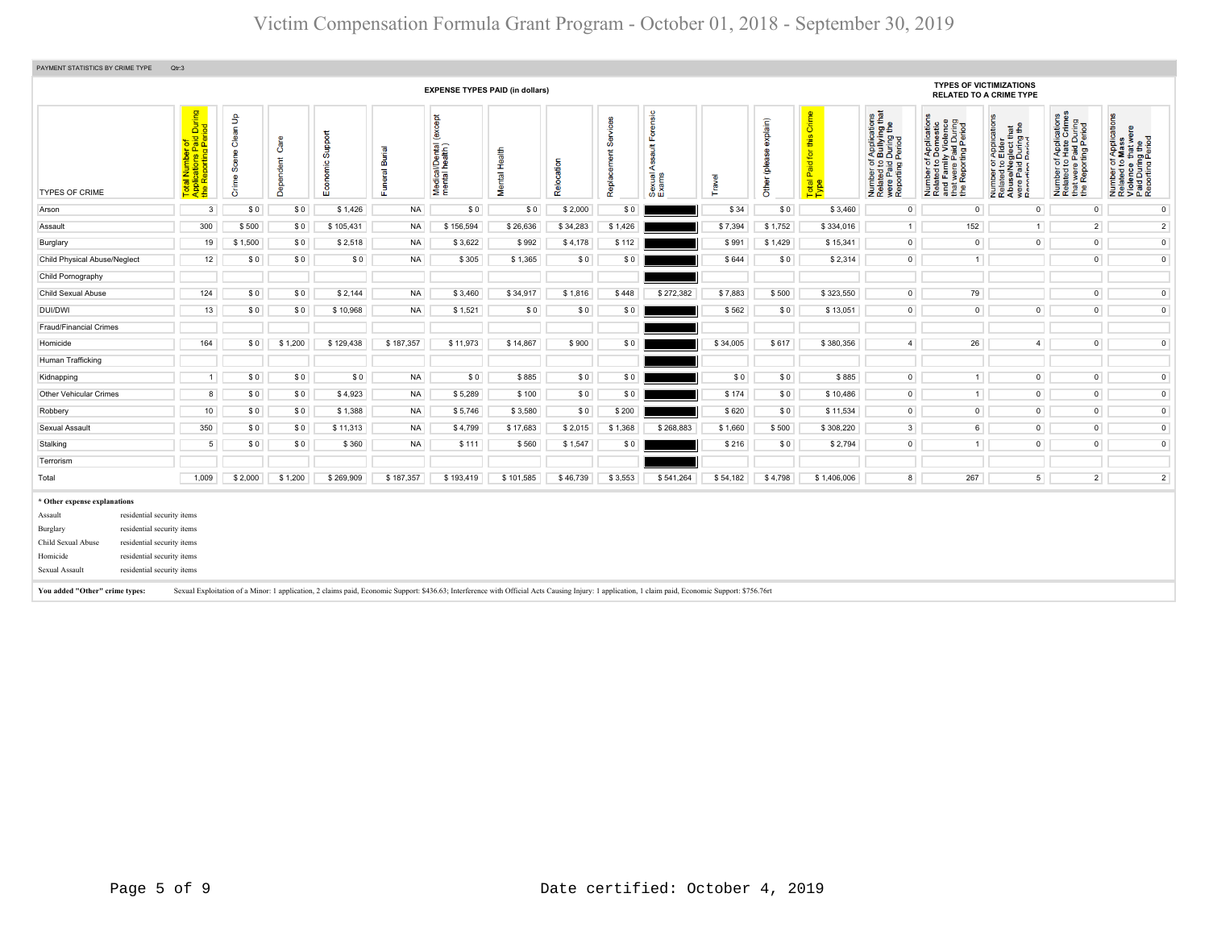# Victim Compensation Formula Grant Program - October 01, 2018 - September 30, 2019

PAYMENT STATISTICS BY CRIME TYPE Qtr:3

| TYPES OF CRIME | Total Number of Applications Paid During the Reporting Period | EXPENSE TYPES PAID (in dollars) | | | | | | | | | | | | | TYPES OF VICTIMIZATIONS RELATED TO A CRIME TYPE | | | | |
|---|---|---|---|---|---|---|---|---|---|---|---|---|---|---|---|---|---|---|---|
| | | Crime Scene Clean Up | Dependent Care | Economic Support | Funeral Burial | Medical/Dental (except mental health) | Mental Health | Relocation | Replacement Services | Sexual Assault Forensic Exams | Travel | Other (please explain) | Total Paid for this Crime Type | Number of Applications Related to Bullying that were Paid During the Reporting Period | Number of Applications Related to Domestic and Family Violence that were Paid During the Reporting Period | Number of Applications Related to Elder Abuse/Neglect that were Paid During the Reporting Period | Number of Applications Related to Hate Crimes that were Paid During the Reporting Period | Number of Applications Related to Mass Violence that were Paid During the Reporting Period |
| Arson | 3 | $ 0 | $ 0 | $ 1,426 | NA | $ 0 | $ 0 | $ 2,000 | $ 0 | | $ 34 | $ 0 | $ 3,460 | 0 | 0 | 0 | 0 | 0 |
| Assault | 300 | $ 500 | $ 0 | $ 105,431 | NA | $ 156,594 | $ 26,636 | $ 34,283 | $ 1,426 | | $ 7,394 | $ 1,752 | $ 334,016 | 1 | 152 | 1 | 2 | 2 |
| Burglary | 19 | $ 1,500 | $ 0 | $ 2,518 | NA | $ 3,622 | $ 992 | $ 4,178 | $ 112 | | $ 991 | $ 1,429 | $ 15,341 | 0 | 0 | 0 | 0 | 0 |
| Child Physical Abuse/Neglect | 12 | $ 0 | $ 0 | $ 0 | NA | $ 305 | $ 1,365 | $ 0 | $ 0 | | $ 644 | $ 0 | $ 2,314 | 0 | 1 | | 0 | 0 |
| Child Pornography | | | | | | | | | | | | | | | | | | |
| Child Sexual Abuse | 124 | $ 0 | $ 0 | $ 2,144 | NA | $ 3,460 | $ 34,917 | $ 1,816 | $ 448 | $ 272,382 | $ 7,883 | $ 500 | $ 323,550 | 0 | 79 | | 0 | 0 |
| DUI/DWI | 13 | $ 0 | $ 0 | $ 10,968 | NA | $ 1,521 | $ 0 | $ 0 | $ 0 | | $ 562 | $ 0 | $ 13,051 | 0 | 0 | 0 | 0 | 0 |
| Fraud/Financial Crimes | | | | | | | | | | | | | | | | | | |
| Homicide | 164 | $ 0 | $ 1,200 | $ 129,438 | $ 187,357 | $ 11,973 | $ 14,867 | $ 900 | $ 0 | | $ 34,005 | $ 617 | $ 380,356 | 4 | 26 | 4 | 0 | 0 |
| Human Trafficking | | | | | | | | | | | | | | | | | | |
| Kidnapping | 1 | $ 0 | $ 0 | $ 0 | NA | $ 0 | $ 885 | $ 0 | $ 0 | | $ 0 | $ 0 | $ 885 | 0 | 1 | 0 | 0 | 0 |
| Other Vehicular Crimes | 8 | $ 0 | $ 0 | $ 4,923 | NA | $ 5,289 | $ 100 | $ 0 | $ 0 | | $ 174 | $ 0 | $ 10,486 | 0 | 1 | 0 | 0 | 0 |
| Robbery | 10 | $ 0 | $ 0 | $ 1,388 | NA | $ 5,746 | $ 3,580 | $ 0 | $ 200 | | $ 620 | $ 0 | $ 11,534 | 0 | 0 | 0 | 0 | 0 |
| Sexual Assault | 350 | $ 0 | $ 0 | $ 11,313 | NA | $ 4,799 | $ 17,683 | $ 2,015 | $ 1,368 | $ 268,883 | $ 1,660 | $ 500 | $ 308,220 | 3 | 6 | 0 | 0 | 0 |
| Stalking | 5 | $ 0 | $ 0 | $ 360 | NA | $ 111 | $ 560 | $ 1,547 | $ 0 | | $ 216 | $ 0 | $ 2,794 | 0 | 1 | 0 | 0 | 0 |
| Terrorism | | | | | | | | | | | | | | | | | | |
| Total | 1,009 | $ 2,000 | $ 1,200 | $ 269,909 | $ 187,357 | $ 193,419 | $ 101,585 | $ 46,739 | $ 3,553 | $ 541,264 | $ 54,182 | $ 4,798 | $ 1,406,006 | 8 | 267 | 5 | 2 | 2 |

**\* Other expense explanations**

| | |
|---|---|
| Assault | residential security items |
| Burglary | residential security items |
| Child Sexual Abuse | residential security items |
| Homicide | residential security items |
| Sexual Assault | residential security items |

**You added "Other" crime types:** Sexual Exploitation of a Minor: 1 application, 2 claims paid, Economic Support: $436.63; Interference with Official Acts Causing Injury: 1 application, 1 claim paid, Economic Support: $756.76rt

Date certified: October 4, 2019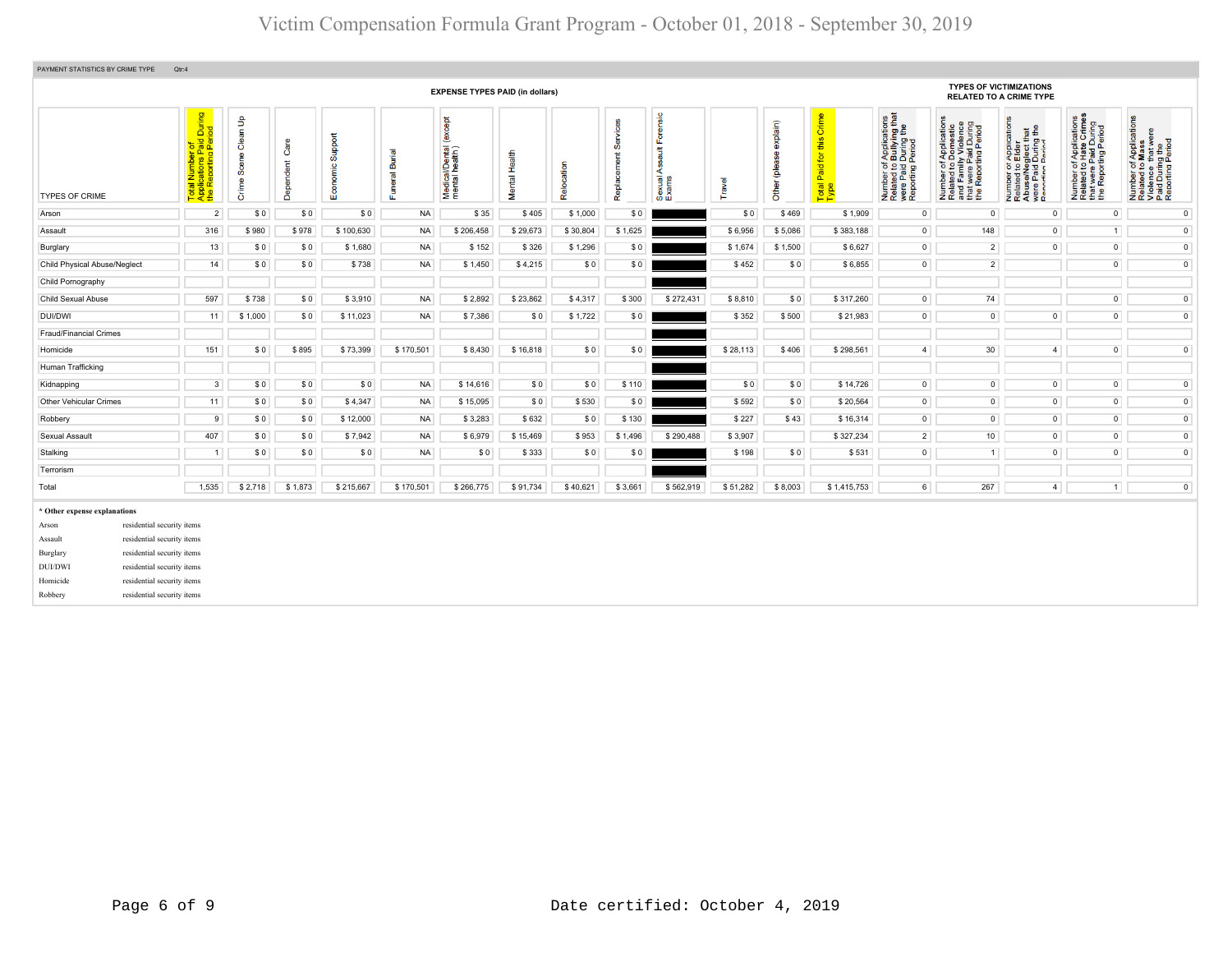PAYMENT STATISTICS BY CRIME TYPE Qtr:4

| TYPES OF CRIME | EXPENSE TYPES PAID (in dollars) | | | | | | | | | | | | | TYPES OF VICTIMIZATIONS RELATED TO A CRIME TYPE | | | | |
|---|---|---|---|---|---|---|---|---|---|---|---|---|---|---|---|---|---|---|
| | Total Number of Applications Paid During the Reporting Period | Crime Scene Clean Up | Dependent Care | Economic Support | Funeral Burial | Medical/Dental (except mental health) | Mental Health | Relocation | Replacement Services | Sexual Assault Forensic Exams | Travel | Other (please explain) | Total Paid for this Crime Type | Number of Applications Related to Bullying that were Paid During the Reporting Period | Number of Applications Related to Domestic and Family Violence that were Paid During the Reporting Period | Number of Applications Related to Elder Abuse/Neglect that were Paid During the Reporting Period | Number of Applications Related to Hate Crimes that were Paid During the Reporting Period | Number of Applications Related to Mass Violence that were Paid During the Reporting Period |
| Arson | 2 | $ 0 | $ 0 | $ 0 | NA | $ 35 | $ 405 | $ 1,000 | $ 0 | | $ 0 | $ 469 | $ 1,909 | 0 | 0 | 0 | 0 | 0 |
| Assault | 316 | $ 980 | $ 978 | $ 100,630 | NA | $ 206,458 | $ 29,673 | $ 30,804 | $ 1,625 | | $ 6,956 | $ 5,086 | $ 383,188 | 0 | 148 | 0 | 1 | 0 |
| Burglary | 13 | $ 0 | $ 0 | $ 1,680 | NA | $ 152 | $ 326 | $ 1,296 | $ 0 | | $ 1,674 | $ 1,500 | $ 6,627 | 0 | 2 | 0 | 0 | 0 |
| Child Physical Abuse/Neglect | 14 | $ 0 | $ 0 | $ 738 | NA | $ 1,450 | $ 4,215 | $ 0 | $ 0 | | $ 452 | $ 0 | $ 6,855 | 0 | 2 | | 0 | 0 |
| Child Pornography | | | | | | | | | | | | | | | | | | |
| Child Sexual Abuse | 597 | $ 738 | $ 0 | $ 3,910 | NA | $ 2,892 | $ 23,862 | $ 4,317 | $ 300 | $ 272,431 | $ 8,810 | $ 0 | $ 317,260 | 0 | 74 | | 0 | 0 |
| DUI/DWI | 11 | $ 1,000 | $ 0 | $ 11,023 | NA | $ 7,386 | $ 0 | $ 1,722 | $ 0 | | $ 352 | $ 500 | $ 21,983 | 0 | 0 | 0 | 0 | 0 |
| Fraud/Financial Crimes | | | | | | | | | | | | | | | | | | |
| Homicide | 151 | $ 0 | $ 895 | $ 73,399 | $ 170,501 | $ 8,430 | $ 16,818 | $ 0 | $ 0 | | $ 28,113 | $ 406 | $ 298,561 | 4 | 30 | 4 | 0 | 0 |
| Human Trafficking | | | | | | | | | | | | | | | | | | |
| Kidnapping | 3 | $ 0 | $ 0 | $ 0 | NA | $ 14,616 | $ 0 | $ 0 | $ 110 | | $ 0 | $ 0 | $ 14,726 | 0 | 0 | 0 | 0 | 0 |
| Other Vehicular Crimes | 11 | $ 0 | $ 0 | $ 4,347 | NA | $ 15,095 | $ 0 | $ 530 | $ 0 | | $ 592 | $ 0 | $ 20,564 | 0 | 0 | 0 | 0 | 0 |
| Robbery | 9 | $ 0 | $ 0 | $ 12,000 | NA | $ 3,283 | $ 632 | $ 0 | $ 130 | | $ 227 | $ 43 | $ 16,314 | 0 | 0 | 0 | 0 | 0 |
| Sexual Assault | 407 | $ 0 | $ 0 | $ 7,942 | NA | $ 6,979 | $ 15,469 | $ 953 | $ 1,496 | $ 290,488 | $ 3,907 | | $ 327,234 | 2 | 10 | 0 | 0 | 0 |
| Stalking | 1 | $ 0 | $ 0 | $ 0 | NA | $ 0 | $ 333 | $ 0 | $ 0 | | $ 198 | $ 0 | $ 531 | 0 | 1 | 0 | 0 | 0 |
| Terrorism | | | | | | | | | | | | | | | | | | |
| Total | 1,535 | $ 2,718 | $ 1,873 | $ 215,667 | $ 170,501 | $ 266,775 | $ 91,734 | $ 40,621 | $ 3,661 | $ 562,919 | $ 51,282 | $ 8,003 | $ 1,415,753 | 6 | 267 | 4 | 1 | 0 |

**\* Other expense explanations**

| | |
|---|---|
| Arson | residential security items |
| Assault | residential security items |
| Burglary | residential security items |
| DUI/DWI | residential security items |
| Homicide | residential security items |
| Robbery | residential security items |

Date certified: October 4, 2019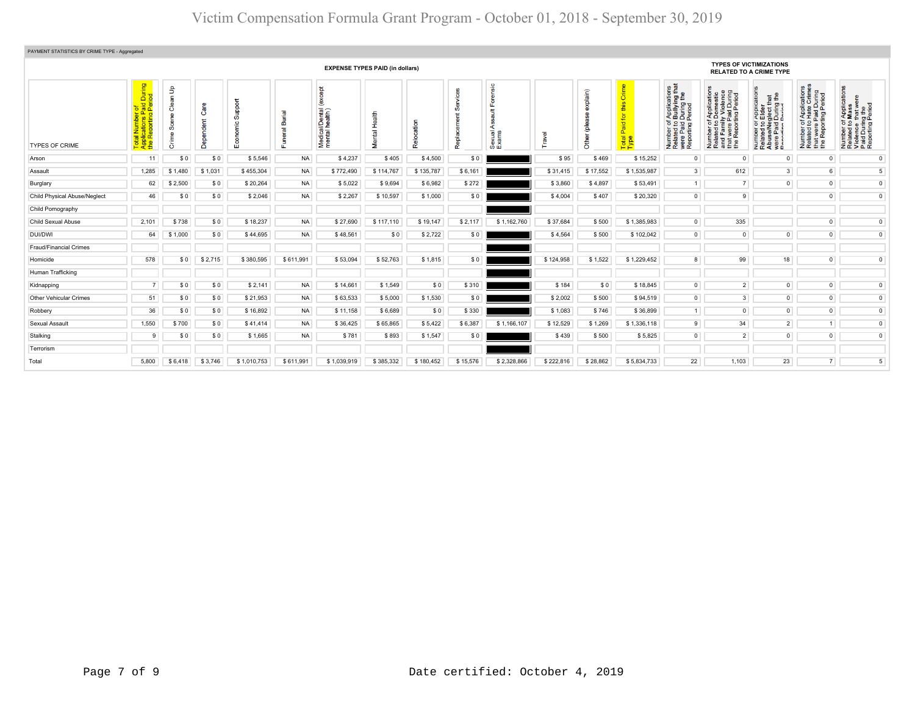# Victim Compensation Formula Grant Program - October 01, 2018 - September 30, 2019

PAYMENT STATISTICS BY CRIME TYPE - Aggregated

| TYPES OF CRIME | Total Number of Applications Paid During the Reporting Period | EXPENSE TYPES PAID (in dollars) Crime Scene Clean Up | Dependent Care | Economic Support | Funeral Burial | Medical/Dental (except mental health) | Mental Health | Relocation | Replacement Services | Sexual Assault Forensic Exams | Travel | Other (please explain) | Total Paid for this Crime Type | TYPES OF VICTIMIZATIONS RELATED TO A CRIME TYPE Number of Applications Related to Bullying that were Paid During the Reporting Period | Number of Applications Related to Domestic and Family Violence that were Paid During the Reporting Period | Number of Applications Related to Elder Abuse/Neglect that were Paid During the Reporting Period | Number of Applications Related to Hate Crimes that were Paid During the Reporting Period | Number of Applications Related to Mass Violence that were Paid During the Reporting Period |
|---|---|---|---|---|---|---|---|---|---|---|---|---|---|---|---|---|---|---|
| Arson | 11 | $ 0 | $ 0 | $ 5,546 | NA | $ 4,237 | $ 405 | $ 4,500 | $ 0 | | $ 95 | $ 469 | $ 15,252 | 0 | 0 | 0 | 0 | 0 |
| Assault | 1,285 | $ 1,480 | $ 1,031 | $ 455,304 | NA | $ 772,490 | $ 114,767 | $ 135,787 | $ 6,161 | | $ 31,415 | $ 17,552 | $ 1,535,987 | 3 | 612 | 3 | 6 | 5 |
| Burglary | 62 | $ 2,500 | $ 0 | $ 20,264 | NA | $ 5,022 | $ 9,694 | $ 6,982 | $ 272 | | $ 3,860 | $ 4,897 | $ 53,491 | 1 | 7 | 0 | 0 | 0 |
| Child Physical Abuse/Neglect | 46 | $ 0 | $ 0 | $ 2,046 | NA | $ 2,267 | $ 10,597 | $ 1,000 | $ 0 | | $ 4,004 | $ 407 | $ 20,320 | 0 | 9 | | 0 | 0 |
| Child Pornography | | | | | | | | | | | | | | | | | | |
| Child Sexual Abuse | 2,101 | $ 738 | $ 0 | $ 18,237 | NA | $ 27,690 | $ 117,110 | $ 19,147 | $ 2,117 | $ 1,162,760 | $ 37,684 | $ 500 | $ 1,385,983 | 0 | 335 | | 0 | 0 |
| DUI/DWI | 64 | $ 1,000 | $ 0 | $ 44,695 | NA | $ 48,561 | $ 0 | $ 2,722 | $ 0 | | $ 4,564 | $ 500 | $ 102,042 | 0 | 0 | 0 | 0 | 0 |
| Fraud/Financial Crimes | | | | | | | | | | | | | | | | | | |
| Homicide | 578 | $ 0 | $ 2,715 | $ 380,595 | $ 611,991 | $ 53,094 | $ 52,763 | $ 1,815 | $ 0 | | $ 124,958 | $ 1,522 | $ 1,229,452 | 8 | 99 | 18 | 0 | 0 |
| Human Trafficking | | | | | | | | | | | | | | | | | | |
| Kidnapping | 7 | $ 0 | $ 0 | $ 2,141 | NA | $ 14,661 | $ 1,549 | $ 0 | $ 310 | | $ 184 | $ 0 | $ 18,845 | 0 | 2 | 0 | 0 | 0 |
| Other Vehicular Crimes | 51 | $ 0 | $ 0 | $ 21,953 | NA | $ 63,533 | $ 5,000 | $ 1,530 | $ 0 | | $ 2,002 | $ 500 | $ 94,519 | 0 | 3 | 0 | 0 | 0 |
| Robbery | 36 | $ 0 | $ 0 | $ 16,892 | NA | $ 11,158 | $ 6,689 | $ 0 | $ 330 | | $ 1,083 | $ 746 | $ 36,899 | 1 | 0 | 0 | 0 | 0 |
| Sexual Assault | 1,550 | $ 700 | $ 0 | $ 41,414 | NA | $ 36,425 | $ 65,865 | $ 5,422 | $ 6,387 | $ 1,166,107 | $ 12,529 | $ 1,269 | $ 1,336,118 | 9 | 34 | 2 | 1 | 0 |
| Stalking | 9 | $ 0 | $ 0 | $ 1,665 | NA | $ 781 | $ 893 | $ 1,547 | $ 0 | | $ 439 | $ 500 | $ 5,825 | 0 | 2 | 0 | 0 | 0 |
| Terrorism | | | | | | | | | | | | | | | | | | |
| Total | 5,800 | $ 6,418 | $ 3,746 | $ 1,010,753 | $ 611,991 | $ 1,039,919 | $ 385,332 | $ 180,452 | $ 15,576 | $ 2,328,866 | $ 222,816 | $ 28,862 | $ 5,834,733 | 22 | 1,103 | 23 | 7 | 5 |

Date certified: October 4, 2019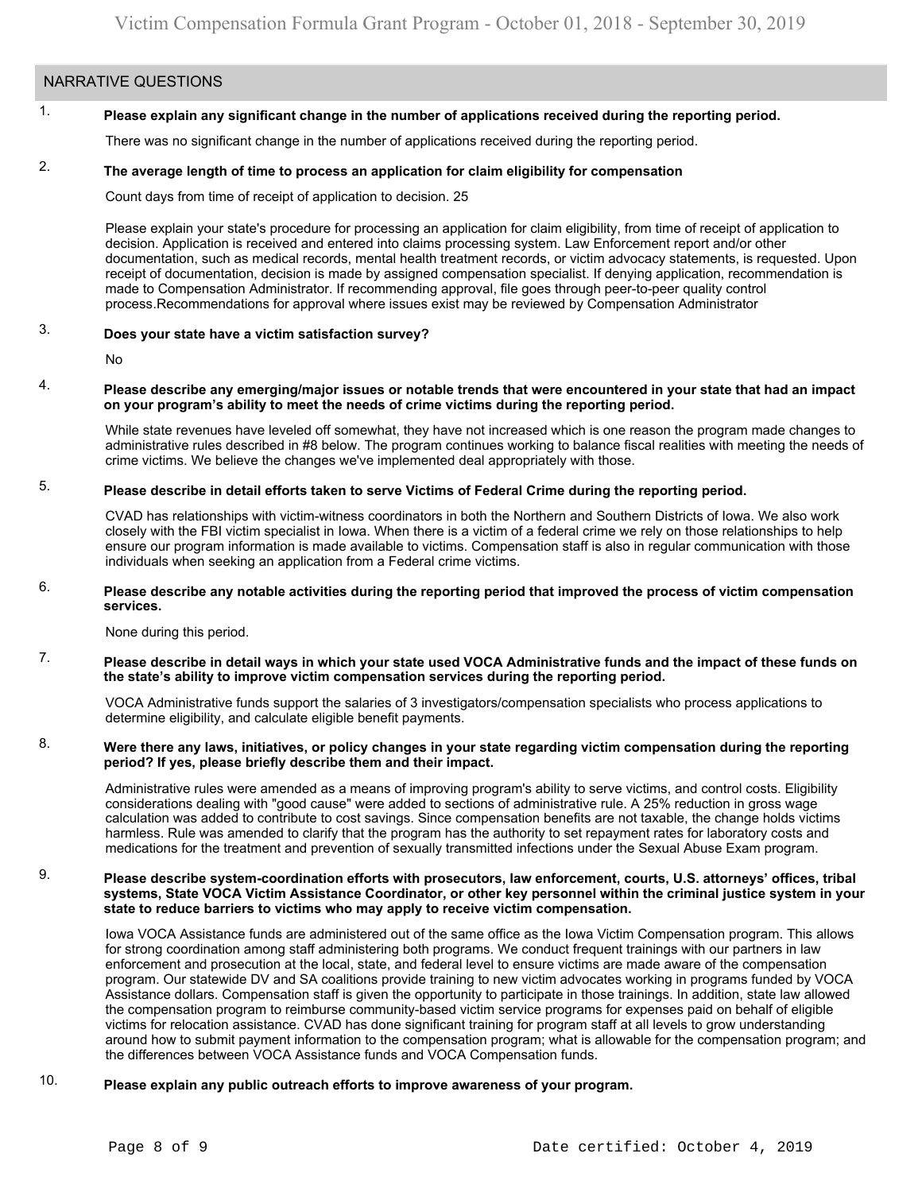## NARRATIVE QUESTIONS

1. **Please explain any significant change in the number of applications received during the reporting period.**

   There was no significant change in the number of applications received during the reporting period.

2. **The average length of time to process an application for claim eligibility for compensation**

   Count days from time of receipt of application to decision. 25

   Please explain your state's procedure for processing an application for claim eligibility, from time of receipt of application to decision. Application is received and entered into claims processing system. Law Enforcement report and/or other documentation, such as medical records, mental health treatment records, or victim advocacy statements, is requested. Upon receipt of documentation, decision is made by assigned compensation specialist. If denying application, recommendation is made to Compensation Administrator. If recommending approval, file goes through peer-to-peer quality control process.Recommendations for approval where issues exist may be reviewed by Compensation Administrator

3. **Does your state have a victim satisfaction survey?**

   No

4. **Please describe any emerging/major issues or notable trends that were encountered in your state that had an impact on your program's ability to meet the needs of crime victims during the reporting period.**

   While state revenues have leveled off somewhat, they have not increased which is one reason the program made changes to administrative rules described in #8 below. The program continues working to balance fiscal realities with meeting the needs of crime victims. We believe the changes we've implemented deal appropriately with those.

5. **Please describe in detail efforts taken to serve Victims of Federal Crime during the reporting period.**

   CVAD has relationships with victim-witness coordinators in both the Northern and Southern Districts of Iowa. We also work closely with the FBI victim specialist in Iowa. When there is a victim of a federal crime we rely on those relationships to help ensure our program information is made available to victims. Compensation staff is also in regular communication with those individuals when seeking an application from a Federal crime victims.

6. **Please describe any notable activities during the reporting period that improved the process of victim compensation services.**

   None during this period.

7. **Please describe in detail ways in which your state used VOCA Administrative funds and the impact of these funds on the state's ability to improve victim compensation services during the reporting period.**

   VOCA Administrative funds support the salaries of 3 investigators/compensation specialists who process applications to determine eligibility, and calculate eligible benefit payments.

8. **Were there any laws, initiatives, or policy changes in your state regarding victim compensation during the reporting period? If yes, please briefly describe them and their impact.**

   Administrative rules were amended as a means of improving program's ability to serve victims, and control costs. Eligibility considerations dealing with "good cause" were added to sections of administrative rule. A 25% reduction in gross wage calculation was added to contribute to cost savings. Since compensation benefits are not taxable, the change holds victims harmless. Rule was amended to clarify that the program has the authority to set repayment rates for laboratory costs and medications for the treatment and prevention of sexually transmitted infections under the Sexual Abuse Exam program.

9. **Please describe system-coordination efforts with prosecutors, law enforcement, courts, U.S. attorneys' offices, tribal systems, State VOCA Victim Assistance Coordinator, or other key personnel within the criminal justice system in your state to reduce barriers to victims who may apply to receive victim compensation.**

   Iowa VOCA Assistance funds are administered out of the same office as the Iowa Victim Compensation program. This allows for strong coordination among staff administering both programs. We conduct frequent trainings with our partners in law enforcement and prosecution at the local, state, and federal level to ensure victims are made aware of the compensation program. Our statewide DV and SA coalitions provide training to new victim advocates working in programs funded by VOCA Assistance dollars. Compensation staff is given the opportunity to participate in those trainings. In addition, state law allowed the compensation program to reimburse community-based victim service programs for expenses paid on behalf of eligible victims for relocation assistance. CVAD has done significant training for program staff at all levels to grow understanding around how to submit payment information to the compensation program; what is allowable for the compensation program; and the differences between VOCA Assistance funds and VOCA Compensation funds.

10. **Please explain any public outreach efforts to improve awareness of your program.**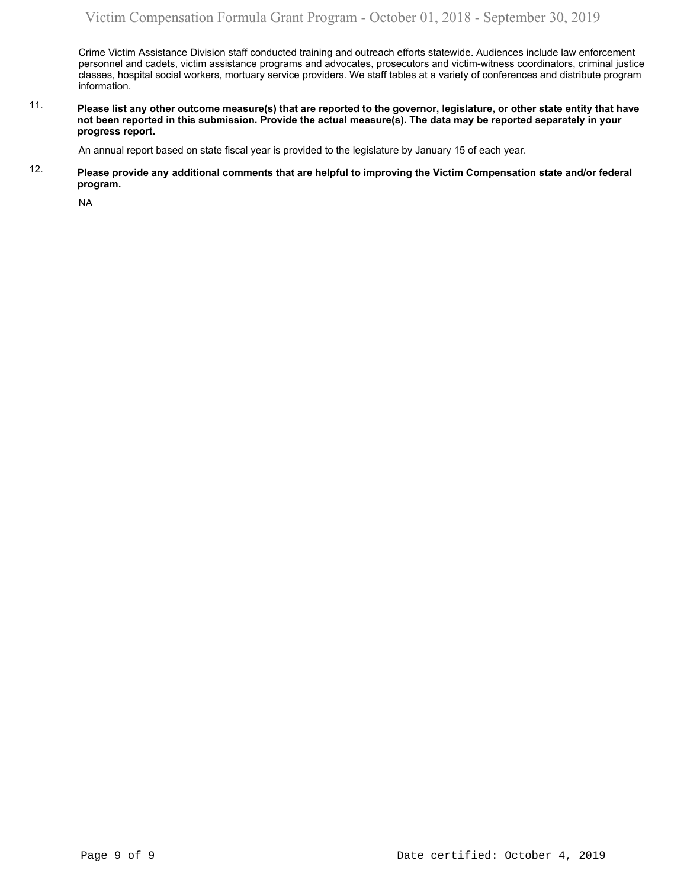Crime Victim Assistance Division staff conducted training and outreach efforts statewide. Audiences include law enforcement personnel and cadets, victim assistance programs and advocates, prosecutors and victim-witness coordinators, criminal justice classes, hospital social workers, mortuary service providers. We staff tables at a variety of conferences and distribute program information.

11. **Please list any other outcome measure(s) that are reported to the governor, legislature, or other state entity that have not been reported in this submission. Provide the actual measure(s). The data may be reported separately in your progress report.**

An annual report based on state fiscal year is provided to the legislature by January 15 of each year.

12. **Please provide any additional comments that are helpful to improving the Victim Compensation state and/or federal program.**

NA

Date certified: October 4, 2019